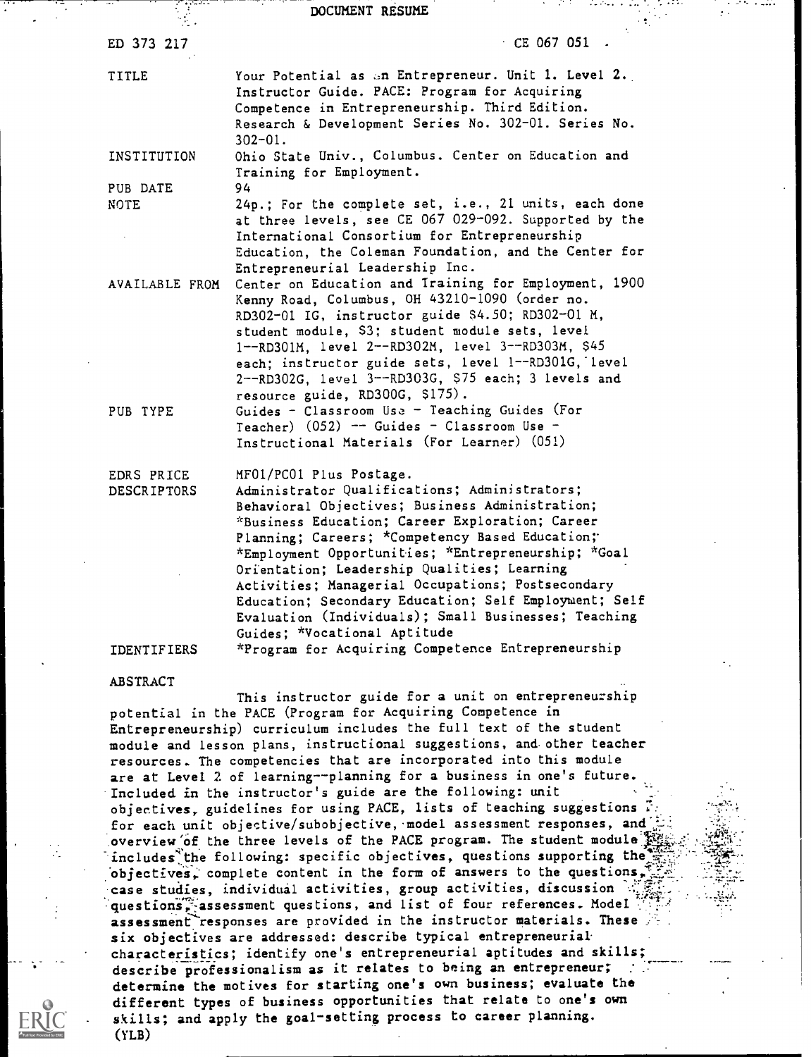DOCUMENT RESUME

ED 373 217 CE 067 051

| | |
|---|---|
| TITLE | Your Potential as an Entrepreneur. Unit 1. Level 2. Instructor Guide. PACE: Program for Acquiring Competence in Entrepreneurship. Third Edition. Research & Development Series No. 302-01. Series No. 302-01. |
| INSTITUTION | Ohio State Univ., Columbus. Center on Education and Training for Employment. |
| PUB DATE | 94 |
| NOTE | 24p.; For the complete set, i.e., 21 units, each done at three levels, see CE 067 029-092. Supported by the International Consortium for Entrepreneurship Education, the Coleman Foundation, and the Center for Entrepreneurial Leadership Inc. |
| AVAILABLE FROM | Center on Education and Training for Employment, 1900 Kenny Road, Columbus, OH 43210-1090 (order no. RD302-01 IG, instructor guide $4.50; RD302-01 M, student module, $3; student module sets, level 1--RD301M, level 2--RD302M, level 3--RD303M, $45 each; instructor guide sets, level 1--RD301G, level 2--RD302G, level 3--RD303G, $75 each; 3 levels and resource guide, RD300G, $175). |
| PUB TYPE | Guides - Classroom Use - Teaching Guides (For Teacher) (052) -- Guides - Classroom Use - Instructional Materials (For Learner) (051) |
| EDRS PRICE | MF01/PC01 Plus Postage. |
| DESCRIPTORS | Administrator Qualifications; Administrators; Behavioral Objectives; Business Administration; *Business Education; Career Exploration; Career Planning; Careers; *Competency Based Education; *Employment Opportunities; *Entrepreneurship; *Goal Orientation; Leadership Qualities; Learning Activities; Managerial Occupations; Postsecondary Education; Secondary Education; Self Employment; Self Evaluation (Individuals); Small Businesses; Teaching Guides; *Vocational Aptitude |
| IDENTIFIERS | *Program for Acquiring Competence Entrepreneurship |

ABSTRACT

This instructor guide for a unit on entrepreneurship potential in the PACE (Program for Acquiring Competence in Entrepreneurship) curriculum includes the full text of the student module and lesson plans, instructional suggestions, and other teacher resources. The competencies that are incorporated into this module are at Level 2 of learning--planning for a business in one's future. Included in the instructor's guide are the following: unit objectives, guidelines for using PACE, lists of teaching suggestions for each unit objective/subobjective, model assessment responses, and overview of the three levels of the PACE program. The student module includes the following: specific objectives, questions supporting the objectives, complete content in the form of answers to the questions, case studies, individual activities, group activities, discussion questions, assessment questions, and list of four references. Model assessment responses are provided in the instructor materials. These six objectives are addressed: describe typical entrepreneurial characteristics; identify one's entrepreneurial aptitudes and skills; describe professionalism as it relates to being an entrepreneur; determine the motives for starting one's own business; evaluate the different types of business opportunities that relate to one's own skills; and apply the goal-setting process to career planning. (YLB)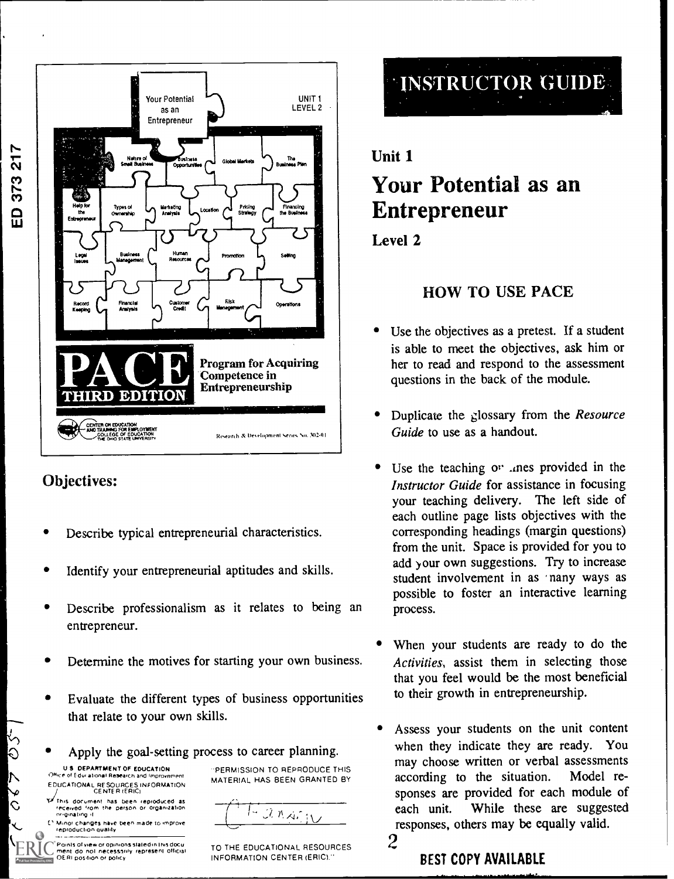Your Potential as an Entrepreneur

UNIT 1
LEVEL 2

Nature of Small Business | Business Opportunities | Global Markets | The Business Plan

Help for the Entrepreneur | Types of Ownership | Marketing Analysis | Location | Pricing Strategy | Financing the Business

Legal Issues | Business Management | Human Resources | Promotion | Selling

Record Keeping | Financial Analysis | Customer Credit | Risk Management | Operations

**PACE THIRD EDITION** Program for Acquiring Competence in Entrepreneurship

CENTER ON EDUCATION AND TRAINING FOR EMPLOYMENT
COLLEGE OF EDUCATION
THE OHIO STATE UNIVERSITY

Research & Development Series No. 302-01

## Objectives:

- Describe typical entrepreneurial characteristics.
- Identify your entrepreneurial aptitudes and skills.
- Describe professionalism as it relates to being an entrepreneur.
- Determine the motives for starting your own business.
- Evaluate the different types of business opportunities that relate to your own skills.
- Apply the goal-setting process to career planning.

U.S. DEPARTMENT OF EDUCATION
Office of Educational Research and Improvement
EDUCATIONAL RESOURCES INFORMATION CENTER (ERIC)
This document has been reproduced as received from the person or organization originating it.
Minor changes have been made to improve reproduction quality.
Points of view or opinions stated in this document do not necessarily represent official OERI position or policy.

"PERMISSION TO REPRODUCE THIS MATERIAL HAS BEEN GRANTED BY

TO THE EDUCATIONAL RESOURCES INFORMATION CENTER (ERIC)."

# INSTRUCTOR GUIDE

## Unit 1

# Your Potential as an Entrepreneur

## Level 2

### HOW TO USE PACE

- Use the objectives as a pretest. If a student is able to meet the objectives, ask him or her to read and respond to the assessment questions in the back of the module.
- Duplicate the glossary from the *Resource Guide* to use as a handout.
- Use the teaching outlines provided in the *Instructor Guide* for assistance in focusing your teaching delivery. The left side of each outline page lists objectives with the corresponding headings (margin questions) from the unit. Space is provided for you to add your own suggestions. Try to increase student involvement in as many ways as possible to foster an interactive learning process.
- When your students are ready to do the *Activities*, assist them in selecting those that you feel would be the most beneficial to their growth in entrepreneurship.
- Assess your students on the unit content when they indicate they are ready. You may choose written or verbal assessments according to the situation. Model responses are provided for each module of each unit. While these are suggested responses, others may be equally valid.

BEST COPY AVAILABLE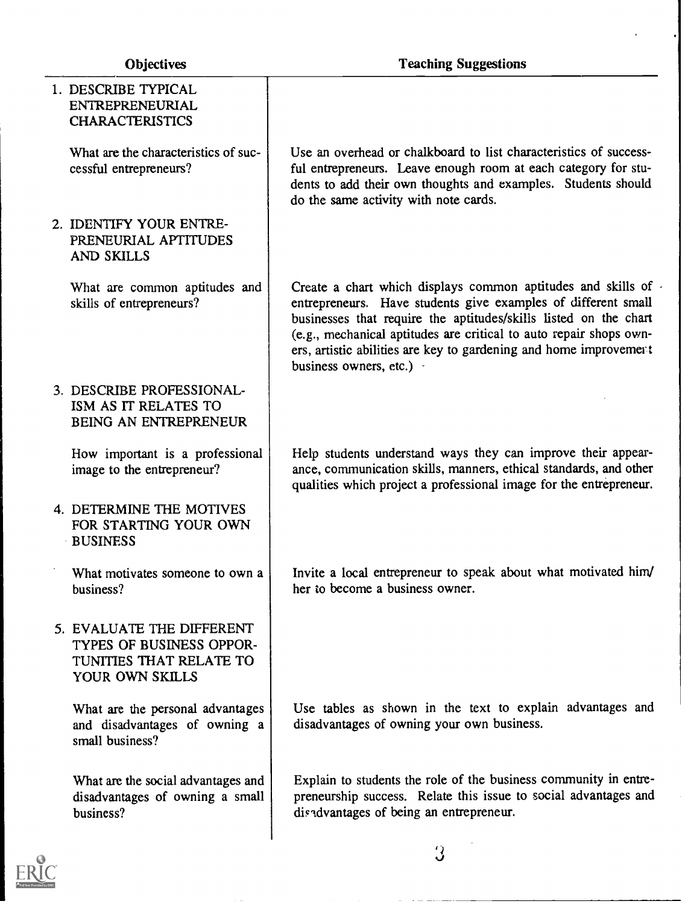| Objectives | Teaching Suggestions |
|---|---|
| 1. DESCRIBE TYPICAL ENTREPRENEURIAL CHARACTERISTICS | |
| What are the characteristics of successful entrepreneurs? | Use an overhead or chalkboard to list characteristics of successful entrepreneurs. Leave enough room at each category for students to add their own thoughts and examples. Students should do the same activity with note cards. |
| 2. IDENTIFY YOUR ENTREPRENEURIAL APTITUDES AND SKILLS | |
| What are common aptitudes and skills of entrepreneurs? | Create a chart which displays common aptitudes and skills of entrepreneurs. Have students give examples of different small businesses that require the aptitudes/skills listed on the chart (e.g., mechanical aptitudes are critical to auto repair shops owners, artistic abilities are key to gardening and home improvement business owners, etc.) |
| 3. DESCRIBE PROFESSIONALISM AS IT RELATES TO BEING AN ENTREPRENEUR | |
| How important is a professional image to the entrepreneur? | Help students understand ways they can improve their appearance, communication skills, manners, ethical standards, and other qualities which project a professional image for the entrepreneur. |
| 4. DETERMINE THE MOTIVES FOR STARTING YOUR OWN BUSINESS | |
| What motivates someone to own a business? | Invite a local entrepreneur to speak about what motivated him/her to become a business owner. |
| 5. EVALUATE THE DIFFERENT TYPES OF BUSINESS OPPORTUNITIES THAT RELATE TO YOUR OWN SKILLS | |
| What are the personal advantages and disadvantages of owning a small business? | Use tables as shown in the text to explain advantages and disadvantages of owning your own business. |
| What are the social advantages and disadvantages of owning a small business? | Explain to students the role of the business community in entrepreneurship success. Relate this issue to social advantages and disadvantages of being an entrepreneur. |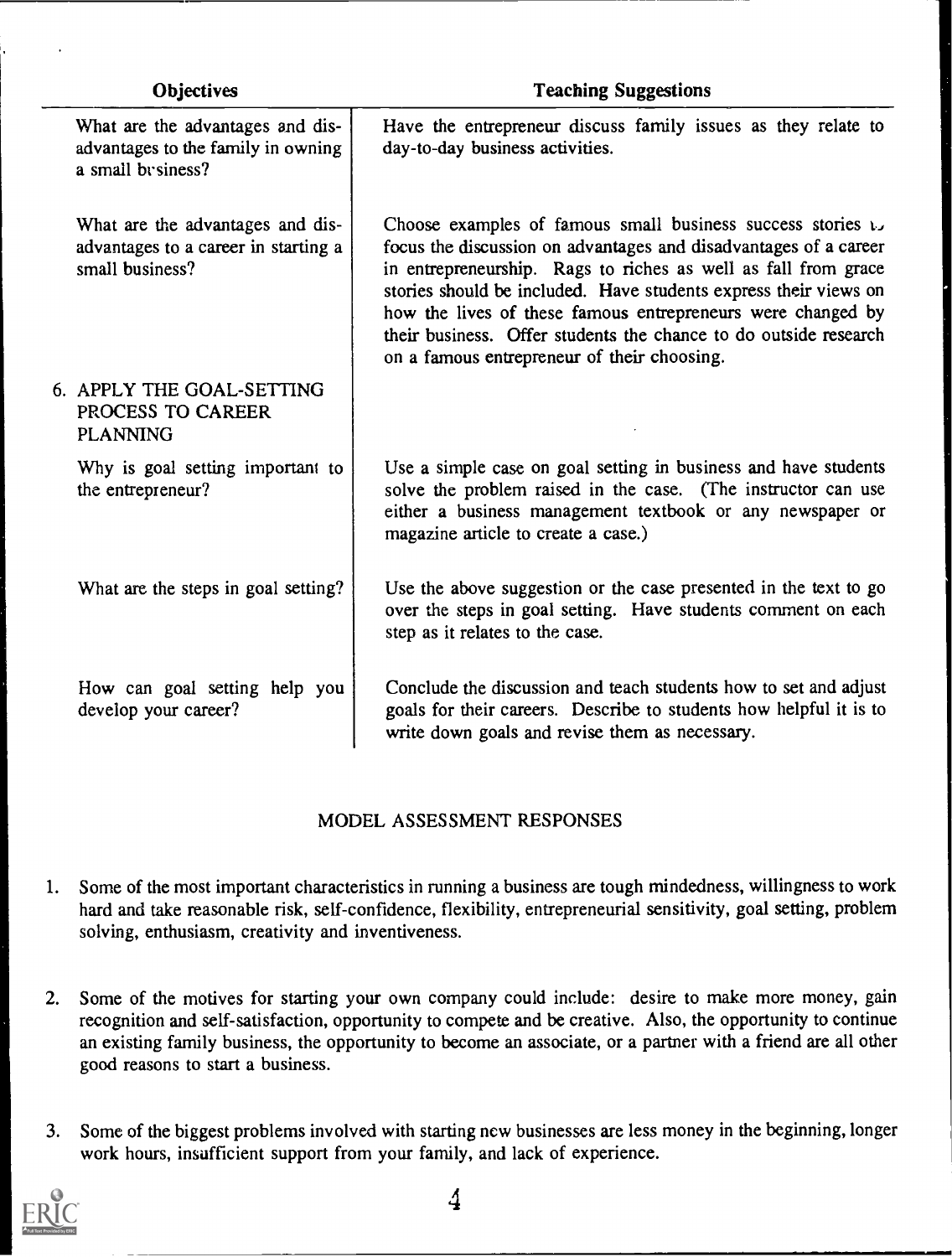| Objectives | Teaching Suggestions |
|---|---|
| What are the advantages and disadvantages to the family in owning a small business? | Have the entrepreneur discuss family issues as they relate to day-to-day business activities. |
| What are the advantages and disadvantages to a career in starting a small business? | Choose examples of famous small business success stories to focus the discussion on advantages and disadvantages of a career in entrepreneurship. Rags to riches as well as fall from grace stories should be included. Have students express their views on how the lives of these famous entrepreneurs were changed by their business. Offer students the chance to do outside research on a famous entrepreneur of their choosing. |
| 6. APPLY THE GOAL-SETTING PROCESS TO CAREER PLANNING | |
| Why is goal setting important to the entrepreneur? | Use a simple case on goal setting in business and have students solve the problem raised in the case. (The instructor can use either a business management textbook or any newspaper or magazine article to create a case.) |
| What are the steps in goal setting? | Use the above suggestion or the case presented in the text to go over the steps in goal setting. Have students comment on each step as it relates to the case. |
| How can goal setting help you develop your career? | Conclude the discussion and teach students how to set and adjust goals for their careers. Describe to students how helpful it is to write down goals and revise them as necessary. |

## MODEL ASSESSMENT RESPONSES

1. Some of the most important characteristics in running a business are tough mindedness, willingness to work hard and take reasonable risk, self-confidence, flexibility, entrepreneurial sensitivity, goal setting, problem solving, enthusiasm, creativity and inventiveness.

2. Some of the motives for starting your own company could include: desire to make more money, gain recognition and self-satisfaction, opportunity to compete and be creative. Also, the opportunity to continue an existing family business, the opportunity to become an associate, or a partner with a friend are all other good reasons to start a business.

3. Some of the biggest problems involved with starting new businesses are less money in the beginning, longer work hours, insufficient support from your family, and lack of experience.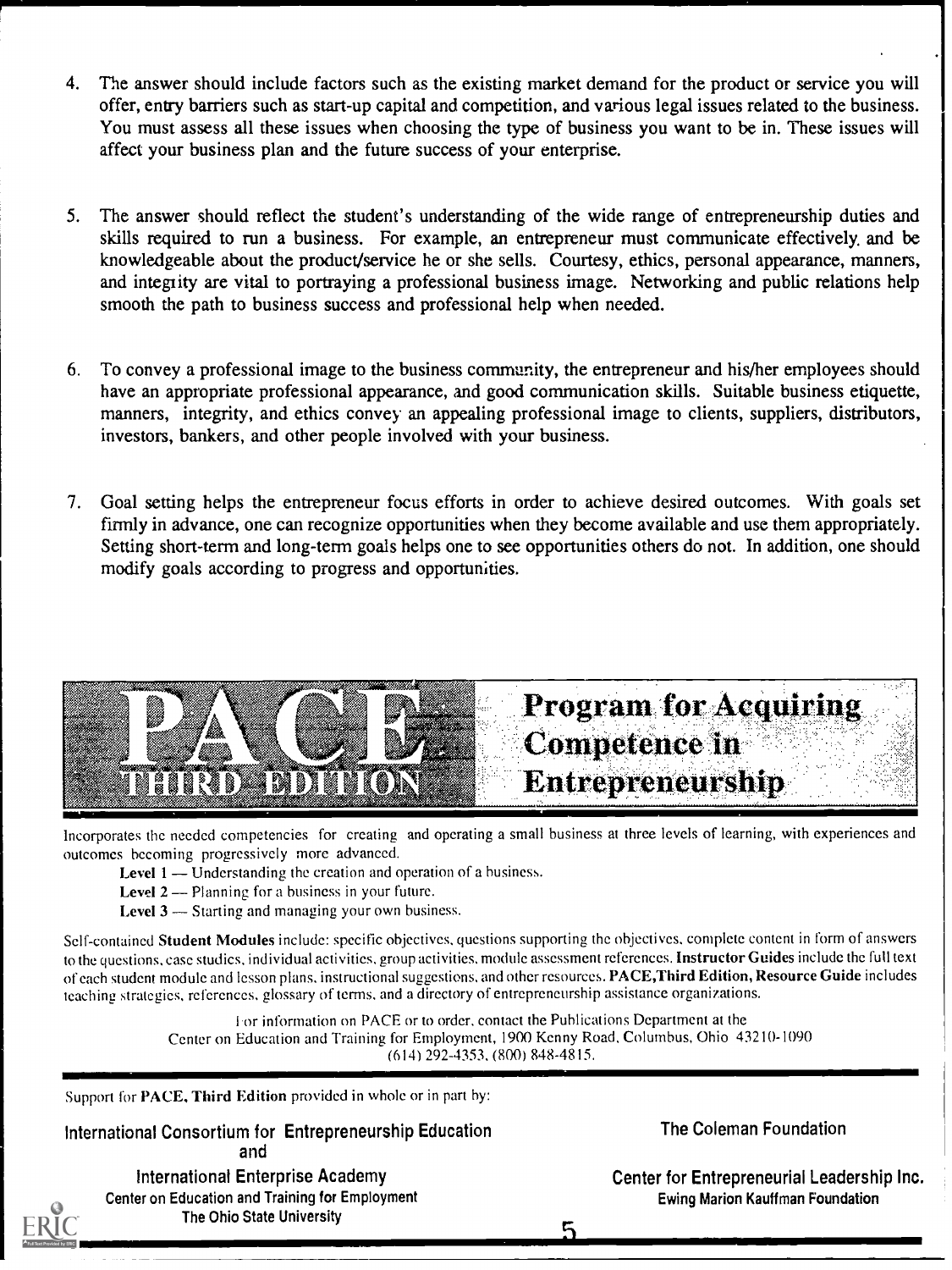4. The answer should include factors such as the existing market demand for the product or service you will offer, entry barriers such as start-up capital and competition, and various legal issues related to the business. You must assess all these issues when choosing the type of business you want to be in. These issues will affect your business plan and the future success of your enterprise.

5. The answer should reflect the student's understanding of the wide range of entrepreneurship duties and skills required to run a business. For example, an entrepreneur must communicate effectively and be knowledgeable about the product/service he or she sells. Courtesy, ethics, personal appearance, manners, and integrity are vital to portraying a professional business image. Networking and public relations help smooth the path to business success and professional help when needed.

6. To convey a professional image to the business community, the entrepreneur and his/her employees should have an appropriate professional appearance, and good communication skills. Suitable business etiquette, manners, integrity, and ethics convey an appealing professional image to clients, suppliers, distributors, investors, bankers, and other people involved with your business.

7. Goal setting helps the entrepreneur focus efforts in order to achieve desired outcomes. With goals set firmly in advance, one can recognize opportunities when they become available and use them appropriately. Setting short-term and long-term goals helps one to see opportunities others do not. In addition, one should modify goals according to progress and opportunities.

# PACE THIRD EDITION

## Program for Acquiring Competence in Entrepreneurship

Incorporates the needed competencies for creating and operating a small business at three levels of learning, with experiences and outcomes becoming progressively more advanced.

- **Level 1** — Understanding the creation and operation of a business.
- **Level 2** — Planning for a business in your future.
- **Level 3** — Starting and managing your own business.

Self-contained **Student Modules** include: specific objectives, questions supporting the objectives, complete content in form of answers to the questions, case studies, individual activities, group activities, module assessment references. **Instructor Guides** include the full text of each student module and lesson plans, instructional suggestions, and other resources. **PACE, Third Edition, Resource Guide** includes teaching strategies, references, glossary of terms, and a directory of entrepreneurship assistance organizations.

For information on PACE or to order, contact the Publications Department at the
Center on Education and Training for Employment, 1900 Kenny Road, Columbus, Ohio 43210-1090
(614) 292-4353, (800) 848-4815.

Support for **PACE, Third Edition** provided in whole or in part by:

International Consortium for Entrepreneurship Education
and
International Enterprise Academy
Center on Education and Training for Employment
The Ohio State University

The Coleman Foundation

Center for Entrepreneurial Leadership Inc.
Ewing Marion Kauffman Foundation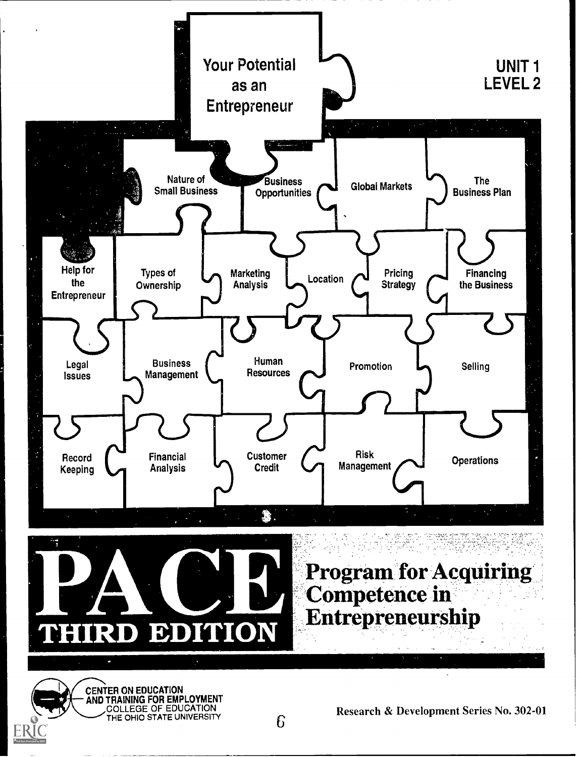# Your Potential as an Entrepreneur

UNIT 1
LEVEL 2

Nature of Small Business

Business Opportunities

Global Markets

The Business Plan

Help for the Entrepreneur

Types of Ownership

Marketing Analysis

Location

Pricing Strategy

Financing the Business

Legal Issues

Business Management

Human Resources

Promotion

Selling

Record Keeping

Financial Analysis

Customer Credit

Risk Management

Operations

# PACE

## THIRD EDITION

## Program for Acquiring Competence in Entrepreneurship

CENTER ON EDUCATION AND TRAINING FOR EMPLOYMENT
COLLEGE OF EDUCATION
THE OHIO STATE UNIVERSITY

Research & Development Series No. 302-01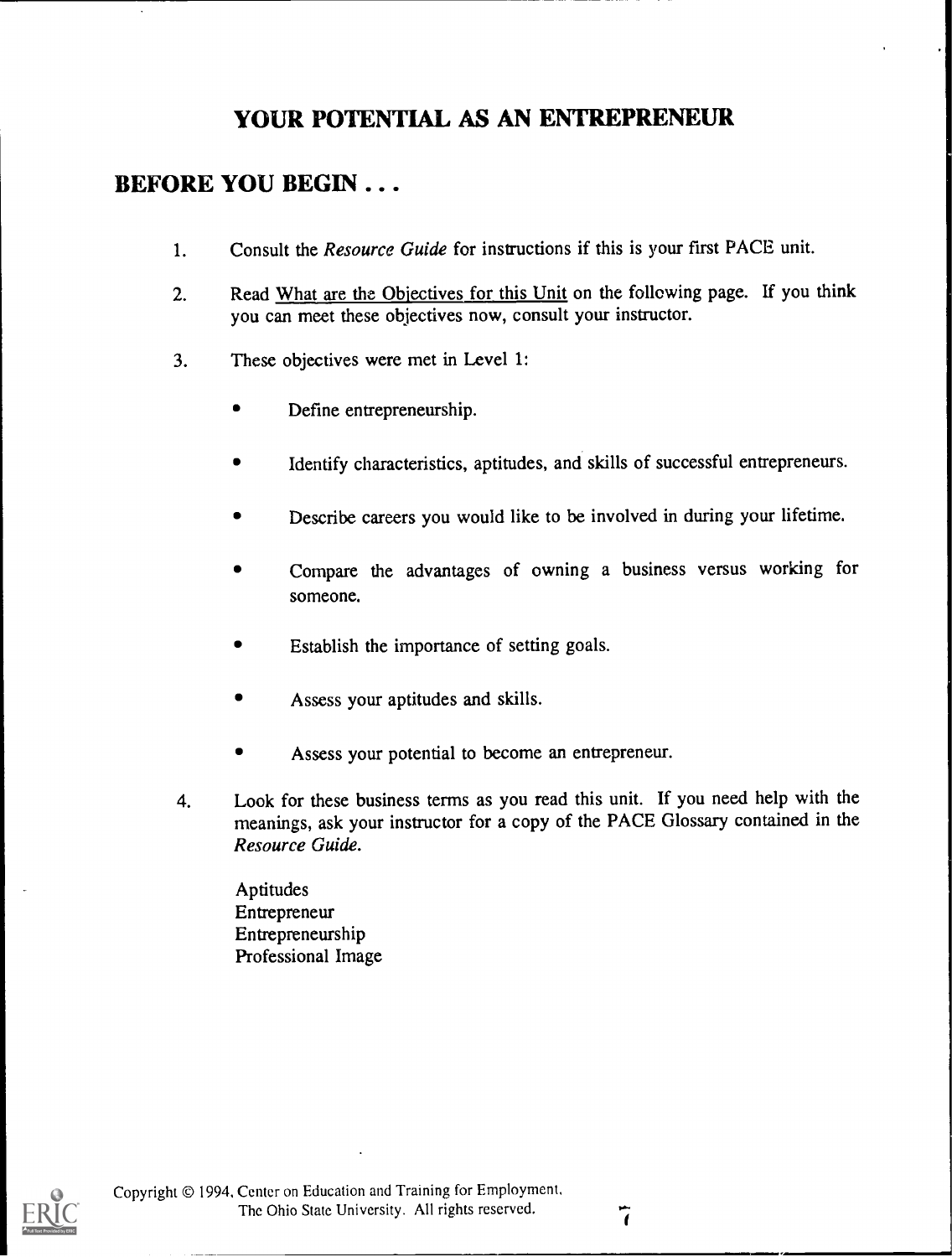# YOUR POTENTIAL AS AN ENTREPRENEUR

## BEFORE YOU BEGIN . . .

1. Consult the *Resource Guide* for instructions if this is your first PACE unit.

2. Read What are the Objectives for this Unit on the following page. If you think you can meet these objectives now, consult your instructor.

3. These objectives were met in Level 1:

   - Define entrepreneurship.
   - Identify characteristics, aptitudes, and skills of successful entrepreneurs.
   - Describe careers you would like to be involved in during your lifetime.
   - Compare the advantages of owning a business versus working for someone.
   - Establish the importance of setting goals.
   - Assess your aptitudes and skills.
   - Assess your potential to become an entrepreneur.

4. Look for these business terms as you read this unit. If you need help with the meanings, ask your instructor for a copy of the PACE Glossary contained in the *Resource Guide.*

   Aptitudes
   Entrepreneur
   Entrepreneurship
   Professional Image

Copyright © 1994, Center on Education and Training for Employment, The Ohio State University. All rights reserved.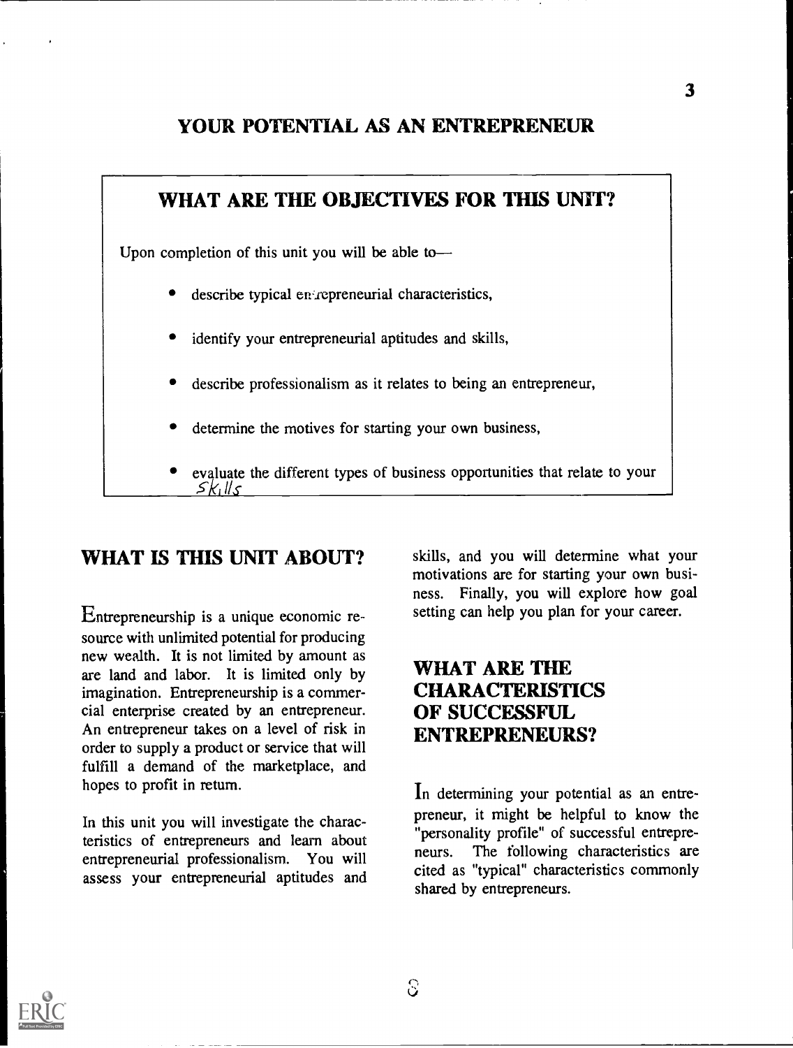# YOUR POTENTIAL AS AN ENTREPRENEUR

## WHAT ARE THE OBJECTIVES FOR THIS UNIT?

Upon completion of this unit you will be able to—

- describe typical entrepreneurial characteristics,
- identify your entrepreneurial aptitudes and skills,
- describe professionalism as it relates to being an entrepreneur,
- determine the motives for starting your own business,
- evaluate the different types of business opportunities that relate to your skills

## WHAT IS THIS UNIT ABOUT?

Entrepreneurship is a unique economic resource with unlimited potential for producing new wealth. It is not limited by amount as are land and labor. It is limited only by imagination. Entrepreneurship is a commercial enterprise created by an entrepreneur. An entrepreneur takes on a level of risk in order to supply a product or service that will fulfill a demand of the marketplace, and hopes to profit in return.

In this unit you will investigate the characteristics of entrepreneurs and learn about entrepreneurial professionalism. You will assess your entrepreneurial aptitudes and skills, and you will determine what your motivations are for starting your own business. Finally, you will explore how goal setting can help you plan for your career.

## WHAT ARE THE CHARACTERISTICS OF SUCCESSFUL ENTREPRENEURS?

In determining your potential as an entrepreneur, it might be helpful to know the "personality profile" of successful entrepreneurs. The following characteristics are cited as "typical" characteristics commonly shared by entrepreneurs.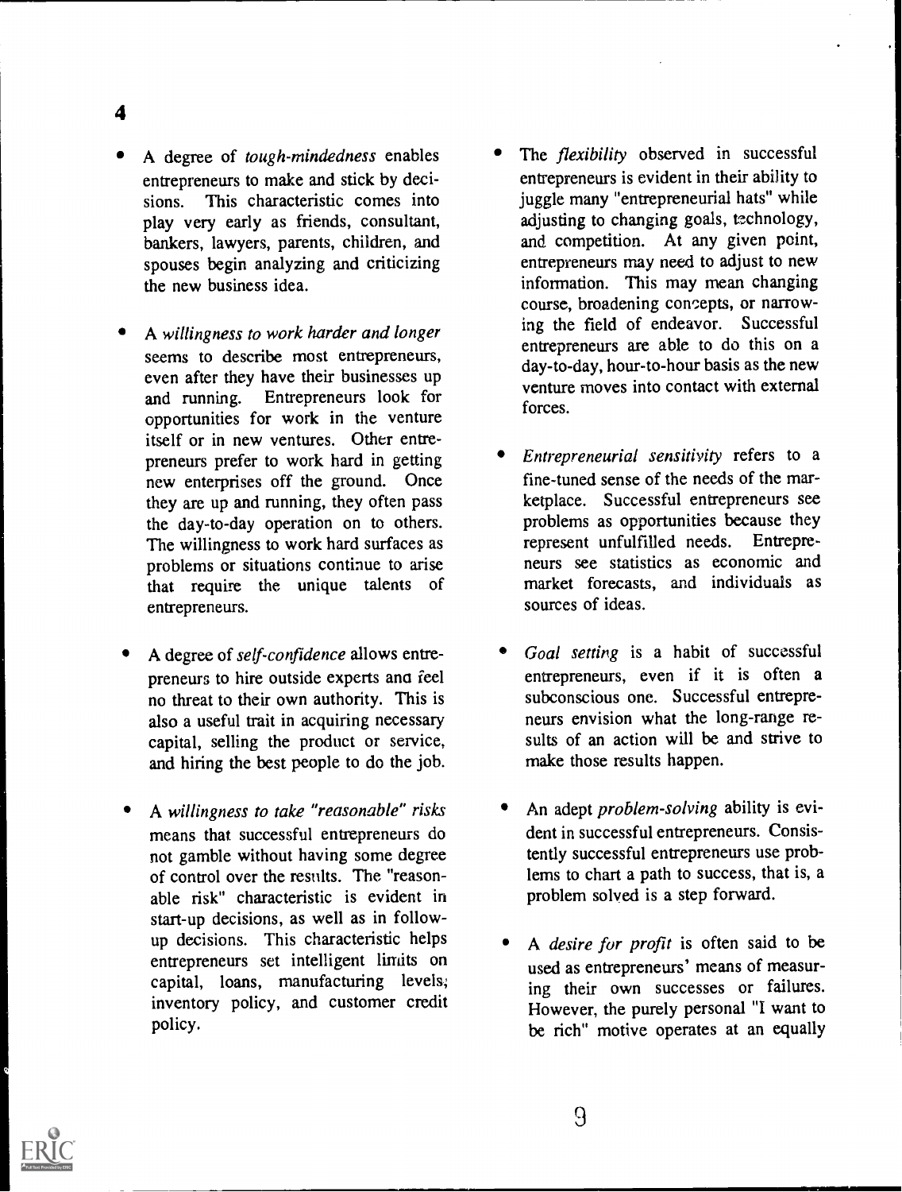- A degree of *tough-mindedness* enables entrepreneurs to make and stick by decisions. This characteristic comes into play very early as friends, consultant, bankers, lawyers, parents, children, and spouses begin analyzing and criticizing the new business idea.

- A *willingness to work harder and longer* seems to describe most entrepreneurs, even after they have their businesses up and running. Entrepreneurs look for opportunities for work in the venture itself or in new ventures. Other entrepreneurs prefer to work hard in getting new enterprises off the ground. Once they are up and running, they often pass the day-to-day operation on to others. The willingness to work hard surfaces as problems or situations continue to arise that require the unique talents of entrepreneurs.

- A degree of *self-confidence* allows entrepreneurs to hire outside experts and feel no threat to their own authority. This is also a useful trait in acquiring necessary capital, selling the product or service, and hiring the best people to do the job.

- A *willingness to take "reasonable" risks* means that successful entrepreneurs do not gamble without having some degree of control over the results. The "reasonable risk" characteristic is evident in start-up decisions, as well as in follow-up decisions. This characteristic helps entrepreneurs set intelligent limits on capital, loans, manufacturing levels, inventory policy, and customer credit policy.

- The *flexibility* observed in successful entrepreneurs is evident in their ability to juggle many "entrepreneurial hats" while adjusting to changing goals, technology, and competition. At any given point, entrepreneurs may need to adjust to new information. This may mean changing course, broadening concepts, or narrowing the field of endeavor. Successful entrepreneurs are able to do this on a day-to-day, hour-to-hour basis as the new venture moves into contact with external forces.

- *Entrepreneurial sensitivity* refers to a fine-tuned sense of the needs of the marketplace. Successful entrepreneurs see problems as opportunities because they represent unfulfilled needs. Entrepreneurs see statistics as economic and market forecasts, and individuals as sources of ideas.

- *Goal setting* is a habit of successful entrepreneurs, even if it is often a subconscious one. Successful entrepreneurs envision what the long-range results of an action will be and strive to make those results happen.

- An adept *problem-solving* ability is evident in successful entrepreneurs. Consistently successful entrepreneurs use problems to chart a path to success, that is, a problem solved is a step forward.

- A *desire for profit* is often said to be used as entrepreneurs' means of measuring their own successes or failures. However, the purely personal "I want to be rich" motive operates at an equally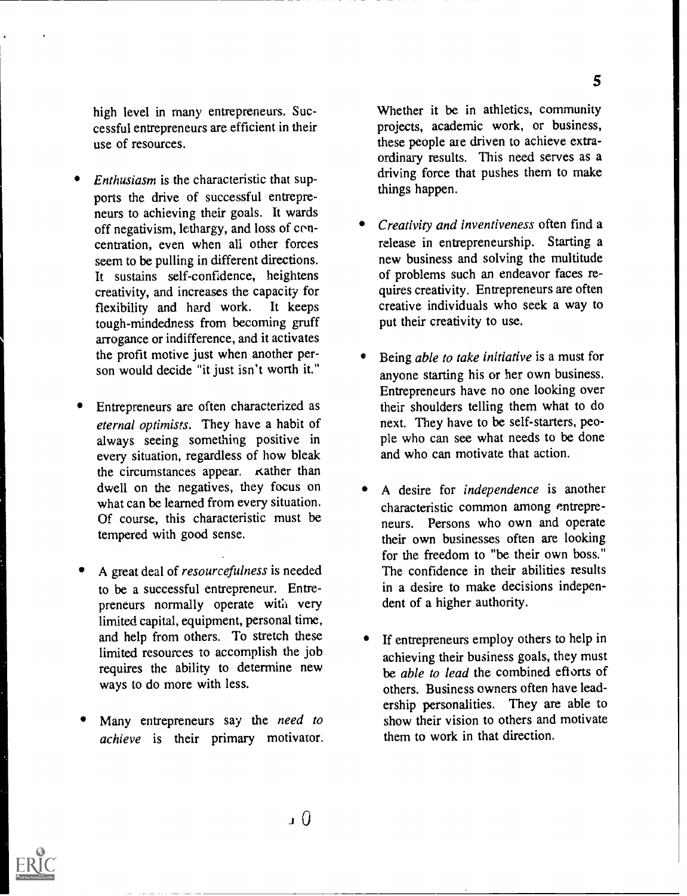high level in many entrepreneurs. Successful entrepreneurs are efficient in their use of resources.

- *Enthusiasm* is the characteristic that supports the drive of successful entrepreneurs to achieving their goals. It wards off negativism, lethargy, and loss of concentration, even when all other forces seem to be pulling in different directions. It sustains self-confidence, heightens creativity, and increases the capacity for flexibility and hard work. It keeps tough-mindedness from becoming gruff arrogance or indifference, and it activates the profit motive just when another person would decide "it just isn't worth it."

- Entrepreneurs are often characterized as *eternal optimists*. They have a habit of always seeing something positive in every situation, regardless of how bleak the circumstances appear. Rather than dwell on the negatives, they focus on what can be learned from every situation. Of course, this characteristic must be tempered with good sense.

- A great deal of *resourcefulness* is needed to be a successful entrepreneur. Entrepreneurs normally operate with very limited capital, equipment, personal time, and help from others. To stretch these limited resources to accomplish the job requires the ability to determine new ways to do more with less.

- Many entrepreneurs say the *need to achieve* is their primary motivator. Whether it be in athletics, community projects, academic work, or business, these people are driven to achieve extraordinary results. This need serves as a driving force that pushes them to make things happen.

- *Creativity and inventiveness* often find a release in entrepreneurship. Starting a new business and solving the multitude of problems such an endeavor faces requires creativity. Entrepreneurs are often creative individuals who seek a way to put their creativity to use.

- Being *able to take initiative* is a must for anyone starting his or her own business. Entrepreneurs have no one looking over their shoulders telling them what to do next. They have to be self-starters, people who can see what needs to be done and who can motivate that action.

- A desire for *independence* is another characteristic common among entrepreneurs. Persons who own and operate their own businesses often are looking for the freedom to "be their own boss." The confidence in their abilities results in a desire to make decisions independent of a higher authority.

- If entrepreneurs employ others to help in achieving their business goals, they must be *able to lead* the combined efforts of others. Business owners often have leadership personalities. They are able to show their vision to others and motivate them to work in that direction.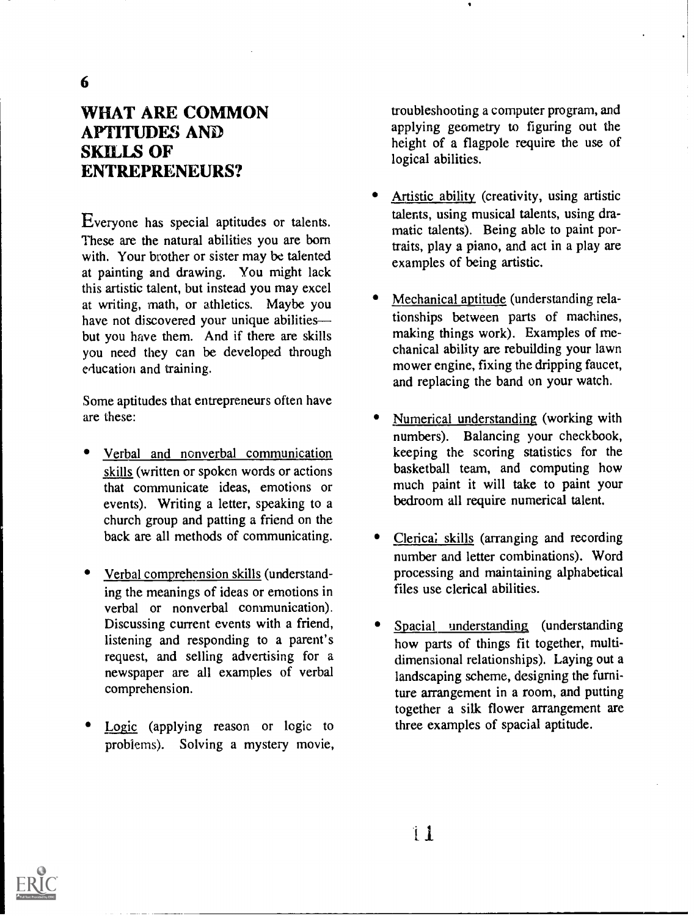## WHAT ARE COMMON APTITUDES AND SKILLS OF ENTREPRENEURS?

Everyone has special aptitudes or talents. These are the natural abilities you are born with. Your brother or sister may be talented at painting and drawing. You might lack this artistic talent, but instead you may excel at writing, math, or athletics. Maybe you have not discovered your unique abilities— but you have them. And if there are skills you need they can be developed through education and training.

Some aptitudes that entrepreneurs often have are these:

- Verbal and nonverbal communication skills (written or spoken words or actions that communicate ideas, emotions or events). Writing a letter, speaking to a church group and patting a friend on the back are all methods of communicating.

- Verbal comprehension skills (understanding the meanings of ideas or emotions in verbal or nonverbal communication). Discussing current events with a friend, listening and responding to a parent's request, and selling advertising for a newspaper are all examples of verbal comprehension.

- Logic (applying reason or logic to problems). Solving a mystery movie, troubleshooting a computer program, and applying geometry to figuring out the height of a flagpole require the use of logical abilities.

- Artistic ability (creativity, using artistic talents, using musical talents, using dramatic talents). Being able to paint portraits, play a piano, and act in a play are examples of being artistic.

- Mechanical aptitude (understanding relationships between parts of machines, making things work). Examples of mechanical ability are rebuilding your lawn mower engine, fixing the dripping faucet, and replacing the band on your watch.

- Numerical understanding (working with numbers). Balancing your checkbook, keeping the scoring statistics for the basketball team, and computing how much paint it will take to paint your bedroom all require numerical talent.

- Clerical skills (arranging and recording number and letter combinations). Word processing and maintaining alphabetical files use clerical abilities.

- Spacial understanding (understanding how parts of things fit together, multi-dimensional relationships). Laying out a landscaping scheme, designing the furniture arrangement in a room, and putting together a silk flower arrangement are three examples of spacial aptitude.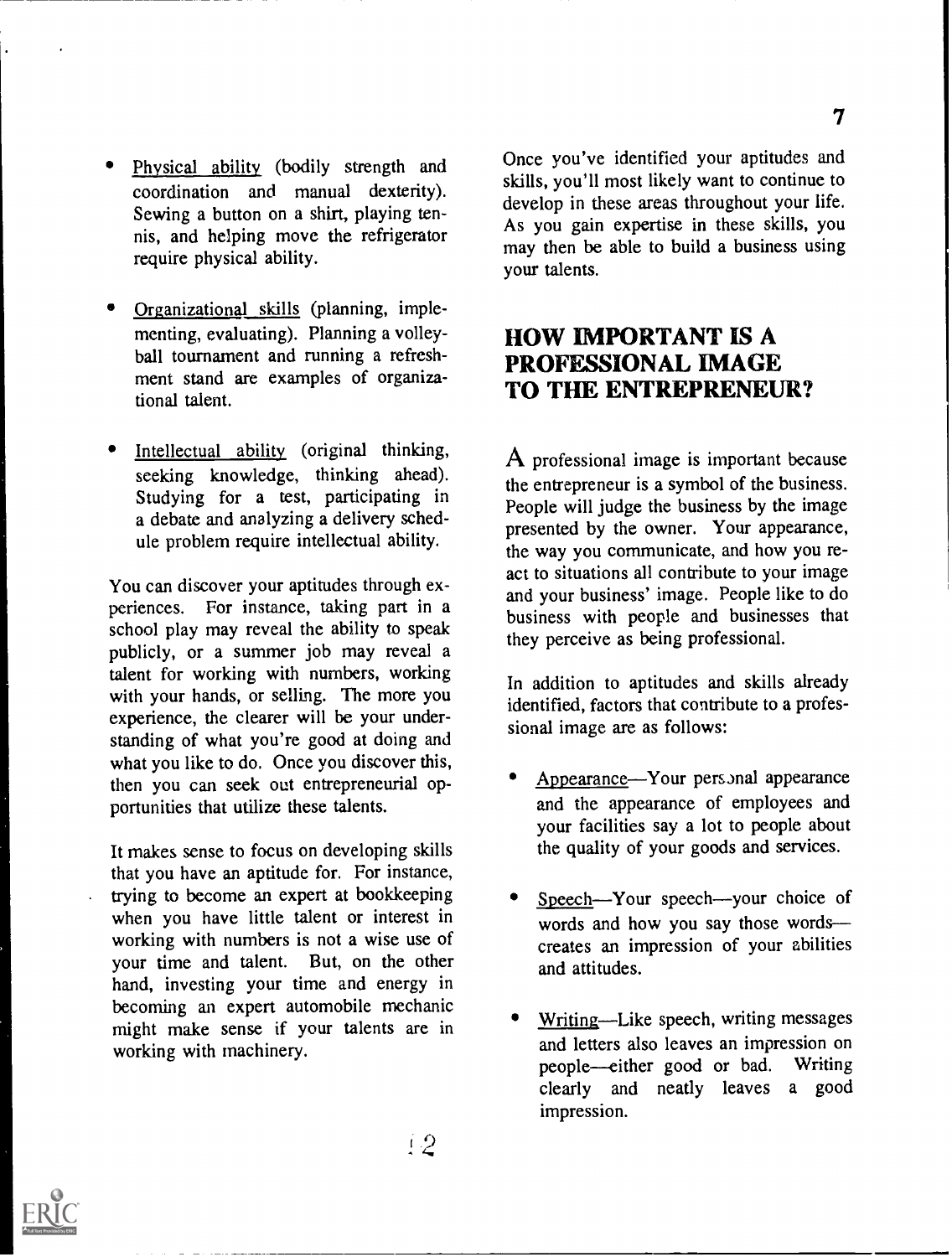- Physical ability (bodily strength and coordination and manual dexterity). Sewing a button on a shirt, playing tennis, and helping move the refrigerator require physical ability.

- Organizational skills (planning, implementing, evaluating). Planning a volleyball tournament and running a refreshment stand are examples of organizational talent.

- Intellectual ability (original thinking, seeking knowledge, thinking ahead). Studying for a test, participating in a debate and analyzing a delivery schedule problem require intellectual ability.

You can discover your aptitudes through experiences. For instance, taking part in a school play may reveal the ability to speak publicly, or a summer job may reveal a talent for working with numbers, working with your hands, or selling. The more you experience, the clearer will be your understanding of what you're good at doing and what you like to do. Once you discover this, then you can seek out entrepreneurial opportunities that utilize these talents.

It makes sense to focus on developing skills that you have an aptitude for. For instance, trying to become an expert at bookkeeping when you have little talent or interest in working with numbers is not a wise use of your time and talent. But, on the other hand, investing your time and energy in becoming an expert automobile mechanic might make sense if your talents are in working with machinery.

Once you've identified your aptitudes and skills, you'll most likely want to continue to develop in these areas throughout your life. As you gain expertise in these skills, you may then be able to build a business using your talents.

## HOW IMPORTANT IS A PROFESSIONAL IMAGE TO THE ENTREPRENEUR?

A professional image is important because the entrepreneur is a symbol of the business. People will judge the business by the image presented by the owner. Your appearance, the way you communicate, and how you react to situations all contribute to your image and your business' image. People like to do business with people and businesses that they perceive as being professional.

In addition to aptitudes and skills already identified, factors that contribute to a professional image are as follows:

- Appearance—Your personal appearance and the appearance of employees and your facilities say a lot to people about the quality of your goods and services.

- Speech—Your speech—your choice of words and how you say those words—creates an impression of your abilities and attitudes.

- Writing—Like speech, writing messages and letters also leaves an impression on people—either good or bad. Writing clearly and neatly leaves a good impression.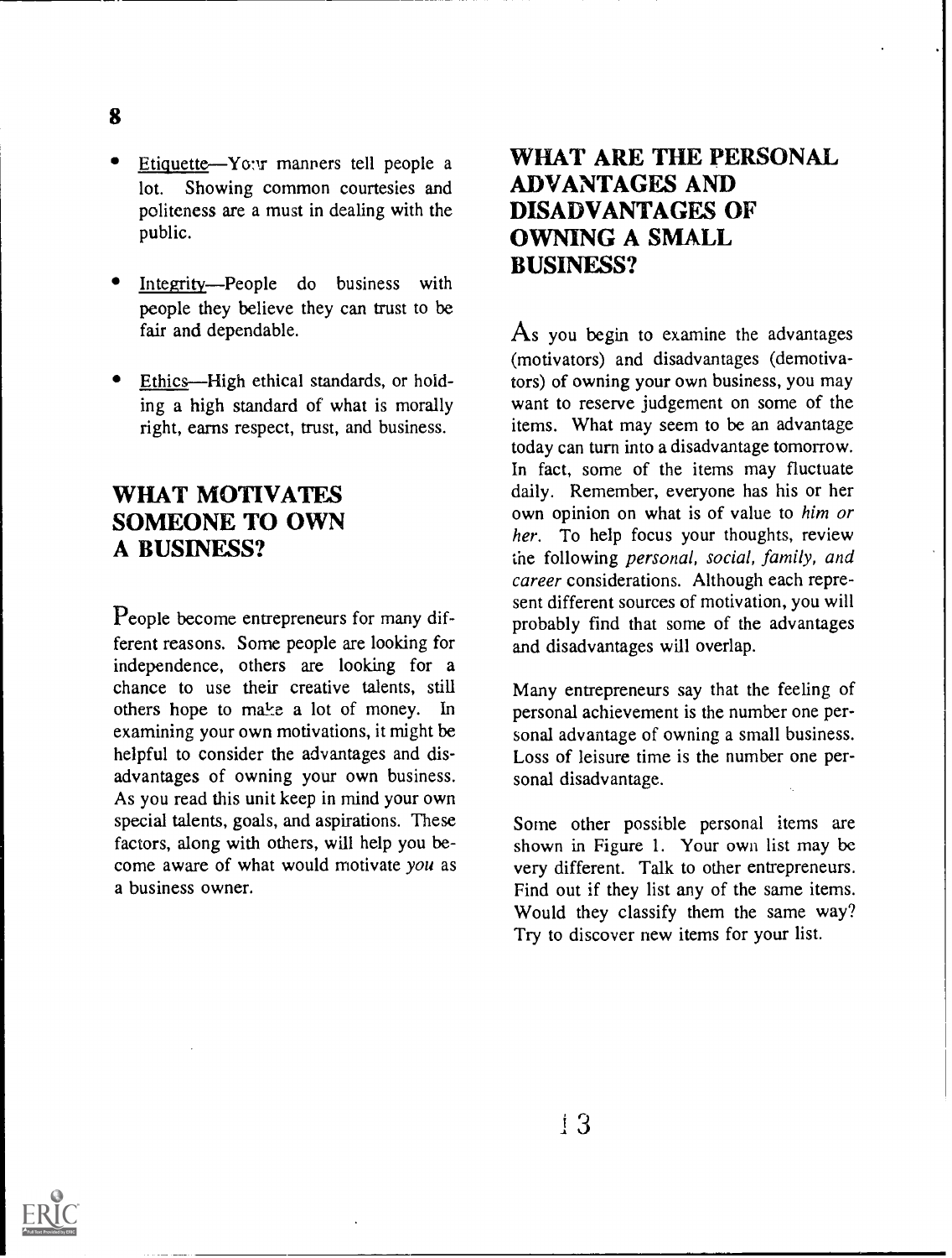- Etiquette—Your manners tell people a lot. Showing common courtesies and politeness are a must in dealing with the public.

- Integrity—People do business with people they believe they can trust to be fair and dependable.

- Ethics—High ethical standards, or holding a high standard of what is morally right, earns respect, trust, and business.

## WHAT MOTIVATES SOMEONE TO OWN A BUSINESS?

People become entrepreneurs for many different reasons. Some people are looking for independence, others are looking for a chance to use their creative talents, still others hope to make a lot of money. In examining your own motivations, it might be helpful to consider the advantages and disadvantages of owning your own business. As you read this unit keep in mind your own special talents, goals, and aspirations. These factors, along with others, will help you become aware of what would motivate *you* as a business owner.

## WHAT ARE THE PERSONAL ADVANTAGES AND DISADVANTAGES OF OWNING A SMALL BUSINESS?

As you begin to examine the advantages (motivators) and disadvantages (demotivators) of owning your own business, you may want to reserve judgement on some of the items. What may seem to be an advantage today can turn into a disadvantage tomorrow. In fact, some of the items may fluctuate daily. Remember, everyone has his or her own opinion on what is of value to *him or her*. To help focus your thoughts, review the following *personal, social, family, and career* considerations. Although each represent different sources of motivation, you will probably find that some of the advantages and disadvantages will overlap.

Many entrepreneurs say that the feeling of personal achievement is the number one personal advantage of owning a small business. Loss of leisure time is the number one personal disadvantage.

Some other possible personal items are shown in Figure 1. Your own list may be very different. Talk to other entrepreneurs. Find out if they list any of the same items. Would they classify them the same way? Try to discover new items for your list.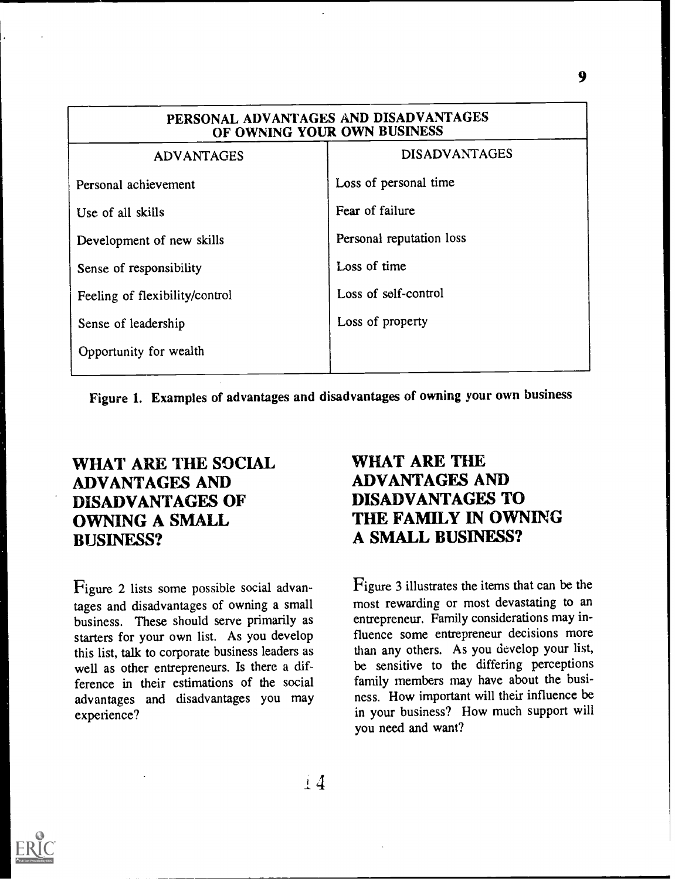| PERSONAL ADVANTAGES AND DISADVANTAGES OF OWNING YOUR OWN BUSINESS | |
|---|---|
| ADVANTAGES | DISADVANTAGES |
| Personal achievement | Loss of personal time |
| Use of all skills | Fear of failure |
| Development of new skills | Personal reputation loss |
| Sense of responsibility | Loss of time |
| Feeling of flexibility/control | Loss of self-control |
| Sense of leadership | Loss of property |
| Opportunity for wealth | |

**Figure 1. Examples of advantages and disadvantages of owning your own business**

## WHAT ARE THE SOCIAL ADVANTAGES AND DISADVANTAGES OF OWNING A SMALL BUSINESS?

Figure 2 lists some possible social advantages and disadvantages of owning a small business. These should serve primarily as starters for your own list. As you develop this list, talk to corporate business leaders as well as other entrepreneurs. Is there a difference in their estimations of the social advantages and disadvantages you may experience?

## WHAT ARE THE ADVANTAGES AND DISADVANTAGES TO THE FAMILY IN OWNING A SMALL BUSINESS?

Figure 3 illustrates the items that can be the most rewarding or most devastating to an entrepreneur. Family considerations may influence some entrepreneur decisions more than any others. As you develop your list, be sensitive to the differing perceptions family members may have about the business. How important will their influence be in your business? How much support will you need and want?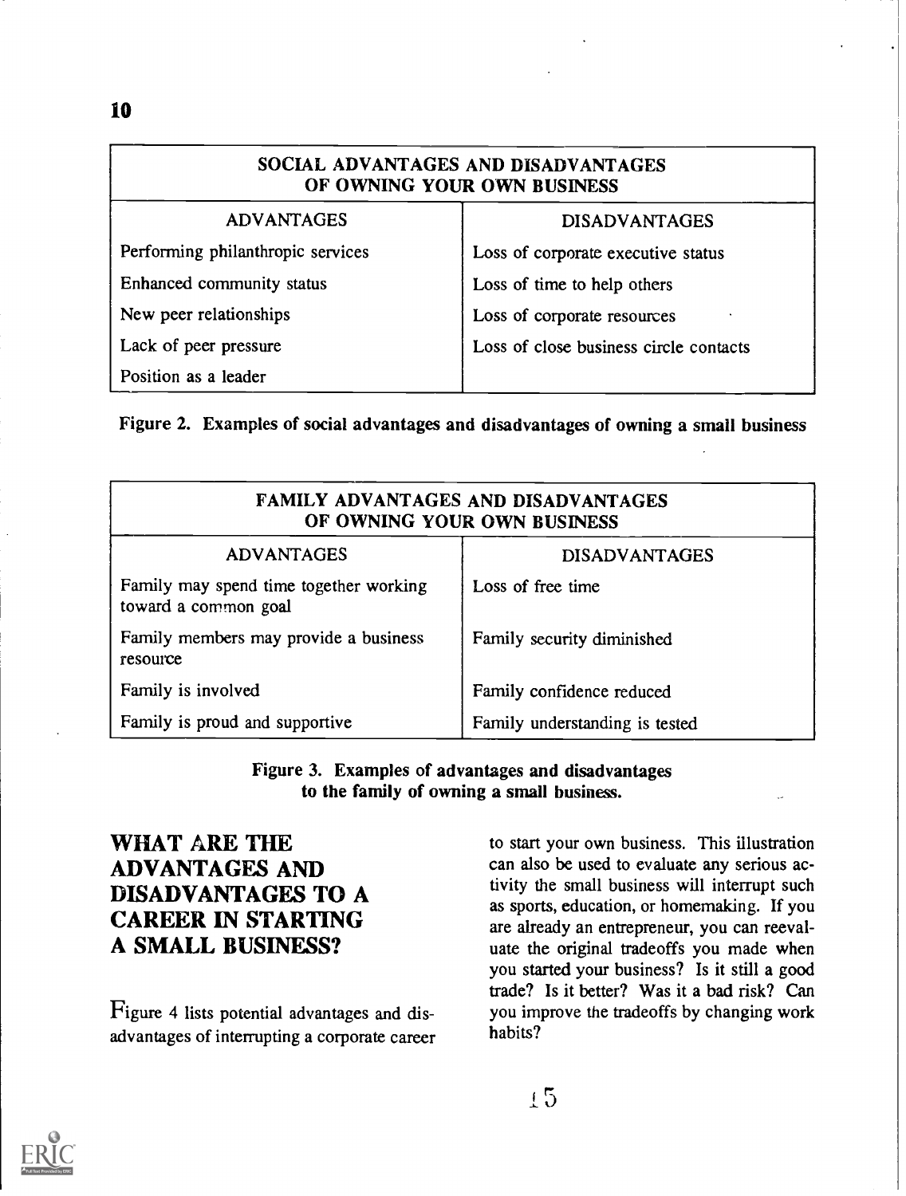| SOCIAL ADVANTAGES AND DISADVANTAGES OF OWNING YOUR OWN BUSINESS | |
|---|---|
| ADVANTAGES | DISADVANTAGES |
| Performing philanthropic services | Loss of corporate executive status |
| Enhanced community status | Loss of time to help others |
| New peer relationships | Loss of corporate resources |
| Lack of peer pressure | Loss of close business circle contacts |
| Position as a leader | |

**Figure 2. Examples of social advantages and disadvantages of owning a small business**

| FAMILY ADVANTAGES AND DISADVANTAGES OF OWNING YOUR OWN BUSINESS | |
|---|---|
| ADVANTAGES | DISADVANTAGES |
| Family may spend time together working toward a common goal | Loss of free time |
| Family members may provide a business resource | Family security diminished |
| Family is involved | Family confidence reduced |
| Family is proud and supportive | Family understanding is tested |

**Figure 3. Examples of advantages and disadvantages to the family of owning a small business.**

## WHAT ARE THE ADVANTAGES AND DISADVANTAGES TO A CAREER IN STARTING A SMALL BUSINESS?

Figure 4 lists potential advantages and disadvantages of interrupting a corporate career to start your own business. This illustration can also be used to evaluate any serious activity the small business will interrupt such as sports, education, or homemaking. If you are already an entrepreneur, you can reevaluate the original tradeoffs you made when you started your business? Is it still a good trade? Is it better? Was it a bad risk? Can you improve the tradeoffs by changing work habits?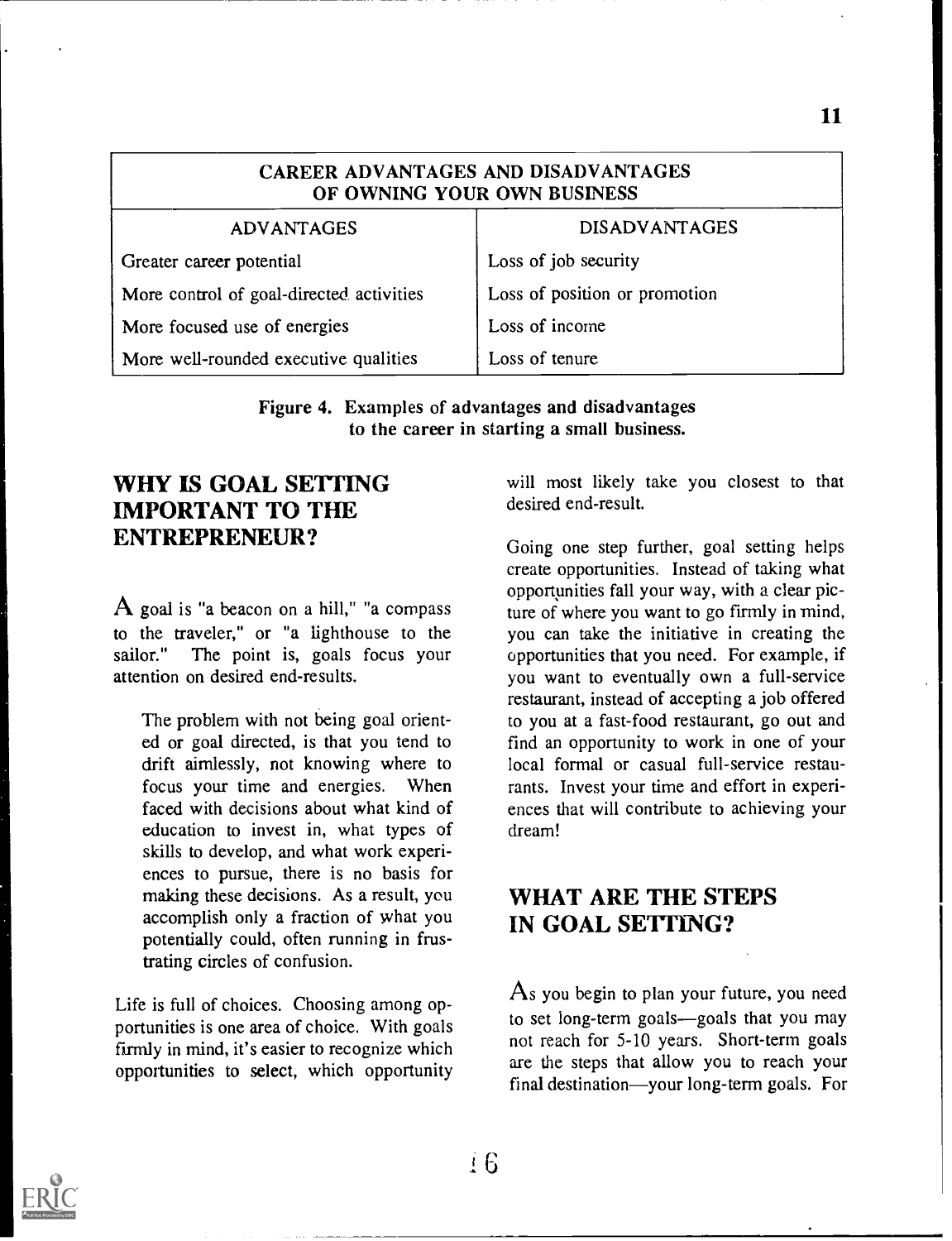| CAREER ADVANTAGES AND DISADVANTAGES OF OWNING YOUR OWN BUSINESS | |
|---|---|
| ADVANTAGES | DISADVANTAGES |
| Greater career potential | Loss of job security |
| More control of goal-directed activities | Loss of position or promotion |
| More focused use of energies | Loss of income |
| More well-rounded executive qualities | Loss of tenure |

**Figure 4. Examples of advantages and disadvantages to the career in starting a small business.**

## WHY IS GOAL SETTING IMPORTANT TO THE ENTREPRENEUR?

A goal is "a beacon on a hill," "a compass to the traveler," or "a lighthouse to the sailor." The point is, goals focus your attention on desired end-results.

> The problem with not being goal oriented or goal directed, is that you tend to drift aimlessly, not knowing where to focus your time and energies. When faced with decisions about what kind of education to invest in, what types of skills to develop, and what work experiences to pursue, there is no basis for making these decisions. As a result, you accomplish only a fraction of what you potentially could, often running in frustrating circles of confusion.

Life is full of choices. Choosing among opportunities is one area of choice. With goals firmly in mind, it's easier to recognize which opportunities to select, which opportunity will most likely take you closest to that desired end-result.

Going one step further, goal setting helps create opportunities. Instead of taking what opportunities fall your way, with a clear picture of where you want to go firmly in mind, you can take the initiative in creating the opportunities that you need. For example, if you want to eventually own a full-service restaurant, instead of accepting a job offered to you at a fast-food restaurant, go out and find an opportunity to work in one of your local formal or casual full-service restaurants. Invest your time and effort in experiences that will contribute to achieving your dream!

## WHAT ARE THE STEPS IN GOAL SETTING?

As you begin to plan your future, you need to set long-term goals—goals that you may not reach for 5-10 years. Short-term goals are the steps that allow you to reach your final destination—your long-term goals. For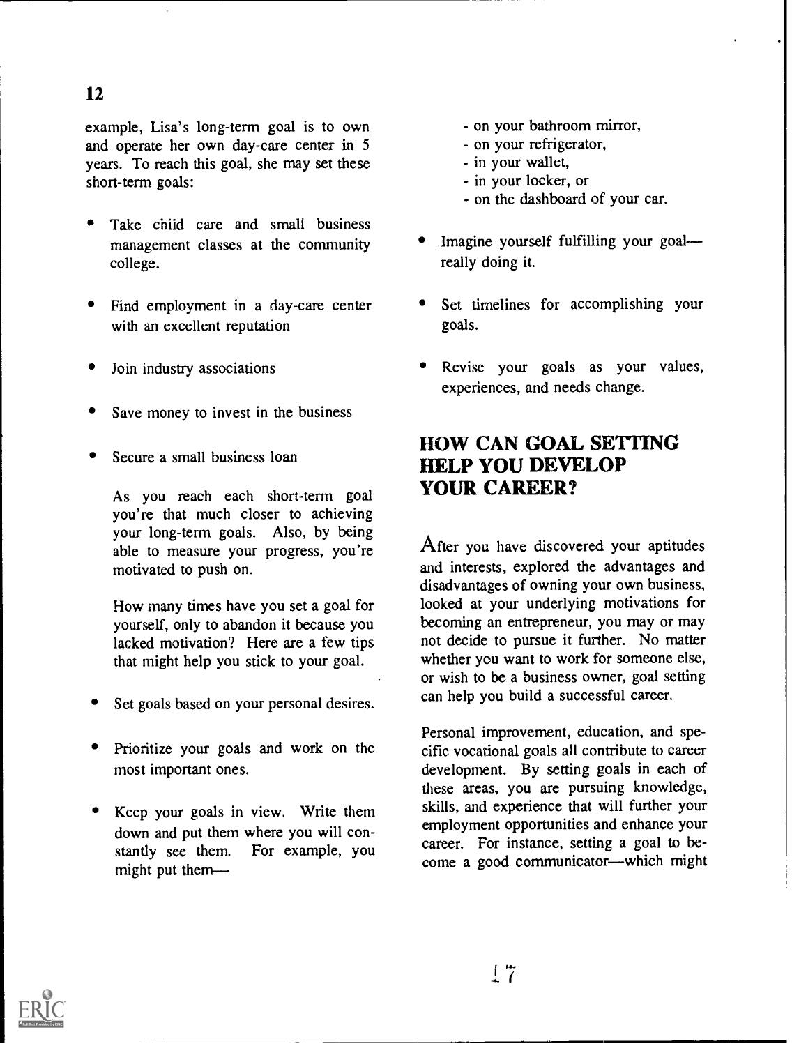example, Lisa's long-term goal is to own and operate her own day-care center in 5 years. To reach this goal, she may set these short-term goals:

- Take chiid care and small business management classes at the community college.
- Find employment in a day-care center with an excellent reputation
- Join industry associations
- Save money to invest in the business
- Secure a small business loan

  As you reach each short-term goal you're that much closer to achieving your long-term goals. Also, by being able to measure your progress, you're motivated to push on.

  How many times have you set a goal for yourself, only to abandon it because you lacked motivation? Here are a few tips that might help you stick to your goal.

- Set goals based on your personal desires.
- Prioritize your goals and work on the most important ones.
- Keep your goals in view. Write them down and put them where you will constantly see them. For example, you might put them—
  - on your bathroom mirror,
  - on your refrigerator,
  - in your wallet,
  - in your locker, or
  - on the dashboard of your car.
- Imagine yourself fulfilling your goal—really doing it.
- Set timelines for accomplishing your goals.
- Revise your goals as your values, experiences, and needs change.

## HOW CAN GOAL SETTING HELP YOU DEVELOP YOUR CAREER?

After you have discovered your aptitudes and interests, explored the advantages and disadvantages of owning your own business, looked at your underlying motivations for becoming an entrepreneur, you may or may not decide to pursue it further. No matter whether you want to work for someone else, or wish to be a business owner, goal setting can help you build a successful career.

Personal improvement, education, and specific vocational goals all contribute to career development. By setting goals in each of these areas, you are pursuing knowledge, skills, and experience that will further your employment opportunities and enhance your career. For instance, setting a goal to become a good communicator—which might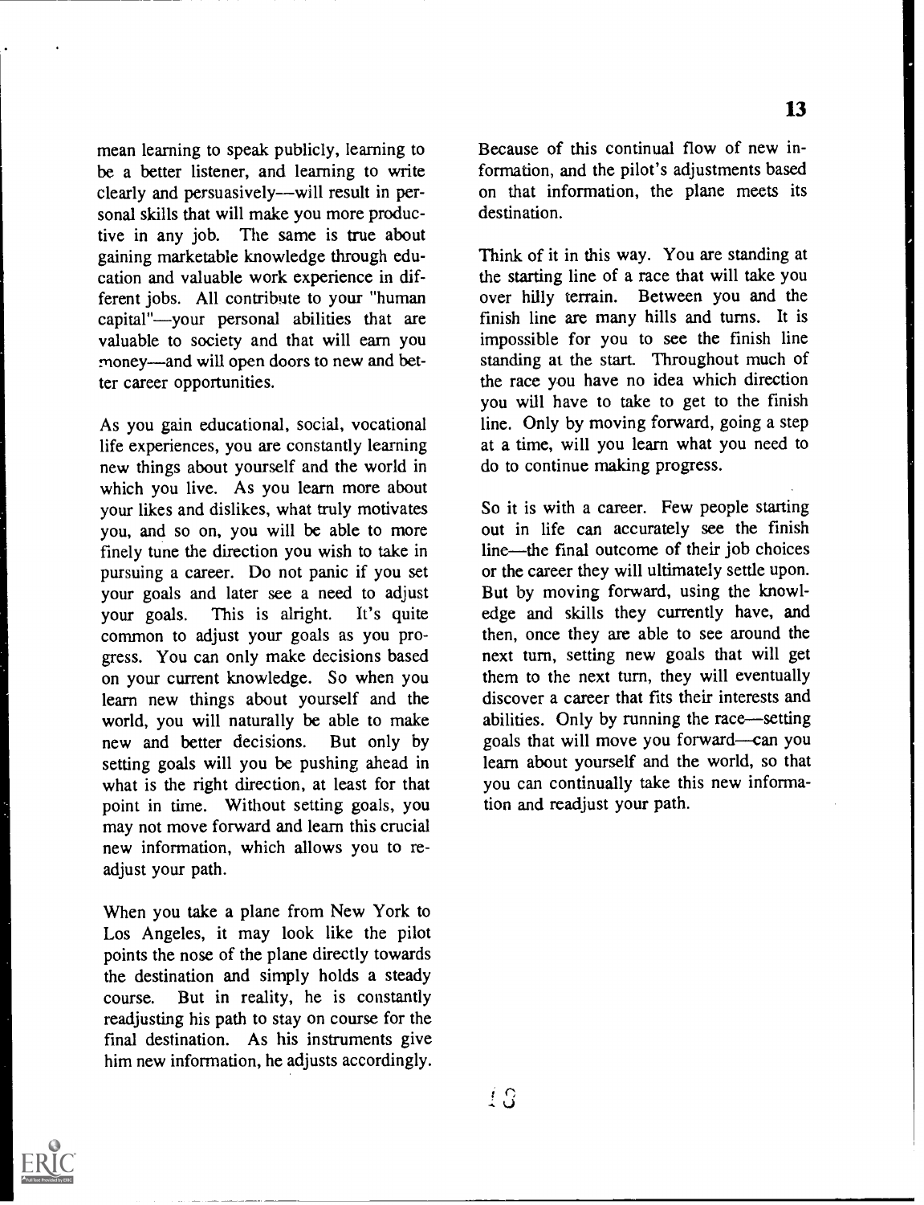mean learning to speak publicly, learning to be a better listener, and learning to write clearly and persuasively—will result in personal skills that will make you more productive in any job. The same is true about gaining marketable knowledge through education and valuable work experience in different jobs. All contribute to your "human capital"—your personal abilities that are valuable to society and that will earn you money—and will open doors to new and better career opportunities.

As you gain educational, social, vocational life experiences, you are constantly learning new things about yourself and the world in which you live. As you learn more about your likes and dislikes, what truly motivates you, and so on, you will be able to more finely tune the direction you wish to take in pursuing a career. Do not panic if you set your goals and later see a need to adjust your goals. This is alright. It's quite common to adjust your goals as you progress. You can only make decisions based on your current knowledge. So when you learn new things about yourself and the world, you will naturally be able to make new and better decisions. But only by setting goals will you be pushing ahead in what is the right direction, at least for that point in time. Without setting goals, you may not move forward and learn this crucial new information, which allows you to readjust your path.

When you take a plane from New York to Los Angeles, it may look like the pilot points the nose of the plane directly towards the destination and simply holds a steady course. But in reality, he is constantly readjusting his path to stay on course for the final destination. As his instruments give him new information, he adjusts accordingly. Because of this continual flow of new information, and the pilot's adjustments based on that information, the plane meets its destination.

Think of it in this way. You are standing at the starting line of a race that will take you over hilly terrain. Between you and the finish line are many hills and turns. It is impossible for you to see the finish line standing at the start. Throughout much of the race you have no idea which direction you will have to take to get to the finish line. Only by moving forward, going a step at a time, will you learn what you need to do to continue making progress.

So it is with a career. Few people starting out in life can accurately see the finish line—the final outcome of their job choices or the career they will ultimately settle upon. But by moving forward, using the knowledge and skills they currently have, and then, once they are able to see around the next turn, setting new goals that will get them to the next turn, they will eventually discover a career that fits their interests and abilities. Only by running the race—setting goals that will move you forward—can you learn about yourself and the world, so that you can continually take this new information and readjust your path.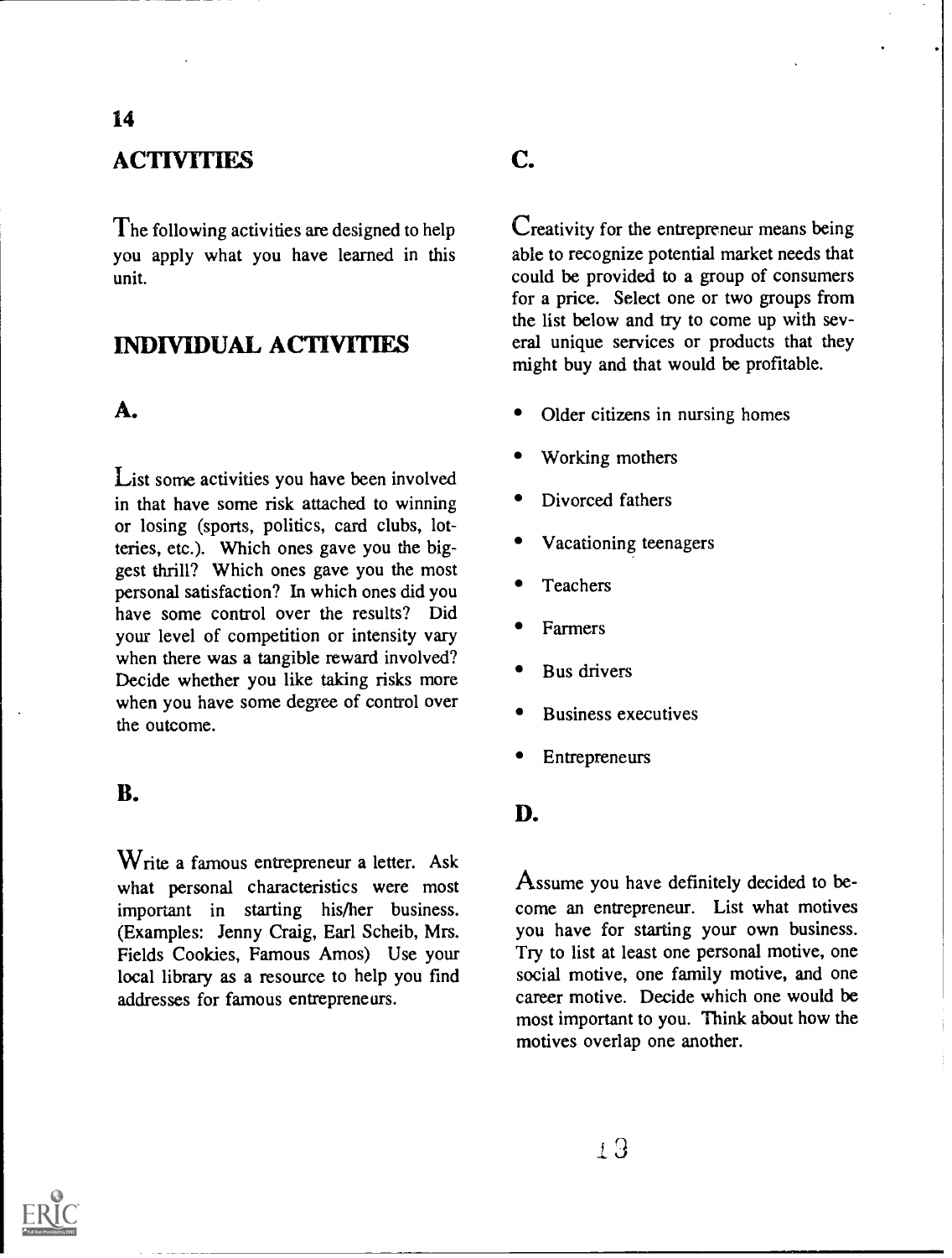## ACTIVITIES

The following activities are designed to help you apply what you have learned in this unit.

## INDIVIDUAL ACTIVITIES

### A.

List some activities you have been involved in that have some risk attached to winning or losing (sports, politics, card clubs, lotteries, etc.). Which ones gave you the biggest thrill? Which ones gave you the most personal satisfaction? In which ones did you have some control over the results? Did your level of competition or intensity vary when there was a tangible reward involved? Decide whether you like taking risks more when you have some degree of control over the outcome.

### B.

Write a famous entrepreneur a letter. Ask what personal characteristics were most important in starting his/her business. (Examples: Jenny Craig, Earl Scheib, Mrs. Fields Cookies, Famous Amos) Use your local library as a resource to help you find addresses for famous entrepreneurs.

### C.

Creativity for the entrepreneur means being able to recognize potential market needs that could be provided to a group of consumers for a price. Select one or two groups from the list below and try to come up with several unique services or products that they might buy and that would be profitable.

- Older citizens in nursing homes
- Working mothers
- Divorced fathers
- Vacationing teenagers
- Teachers
- Farmers
- Bus drivers
- Business executives
- Entrepreneurs

### D.

Assume you have definitely decided to become an entrepreneur. List what motives you have for starting your own business. Try to list at least one personal motive, one social motive, one family motive, and one career motive. Decide which one would be most important to you. Think about how the motives overlap one another.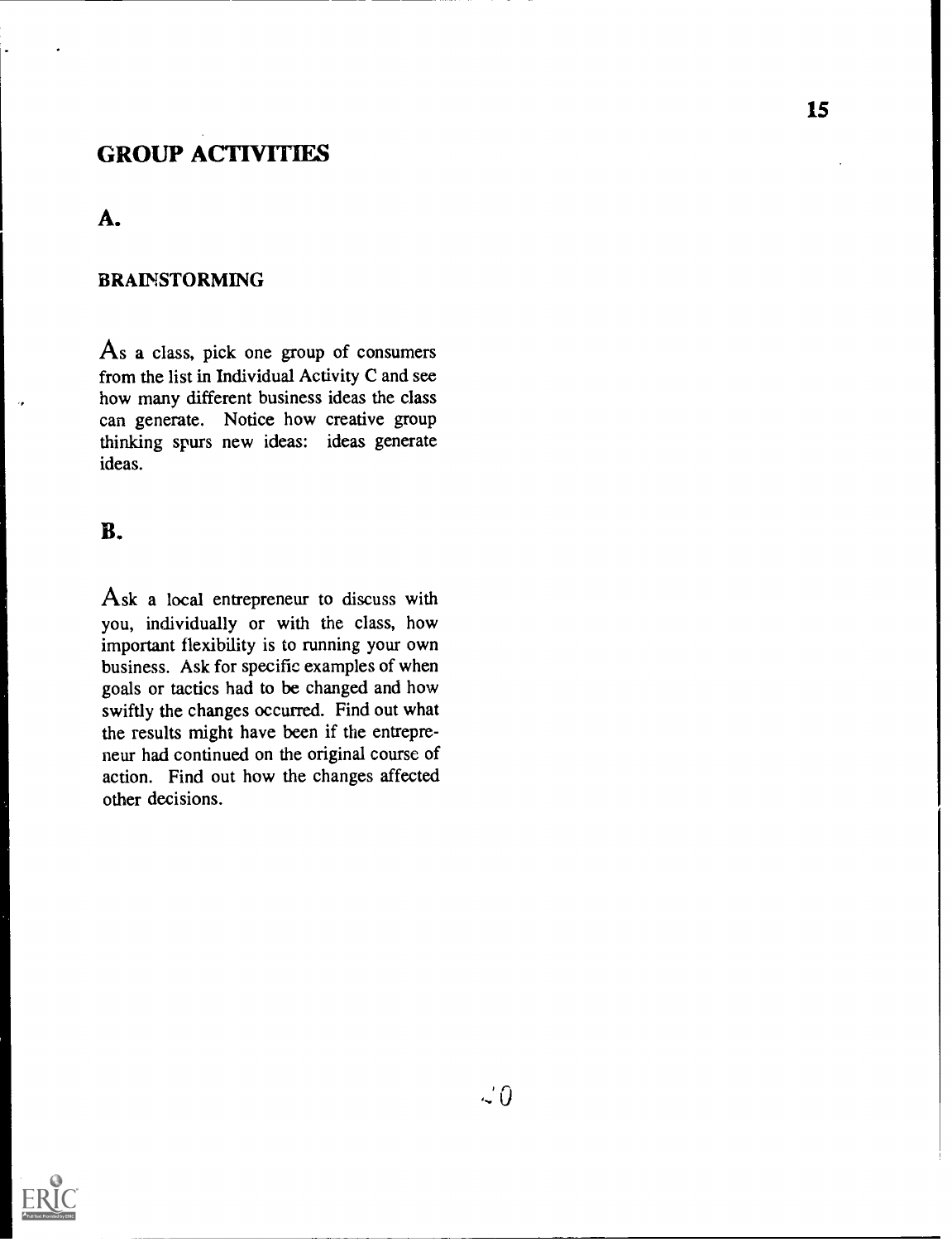## GROUP ACTIVITIES

### A.

#### BRAINSTORMING

As a class, pick one group of consumers from the list in Individual Activity C and see how many different business ideas the class can generate. Notice how creative group thinking spurs new ideas: ideas generate ideas.

### B.

Ask a local entrepreneur to discuss with you, individually or with the class, how important flexibility is to running your own business. Ask for specific examples of when goals or tactics had to be changed and how swiftly the changes occurred. Find out what the results might have been if the entrepreneur had continued on the original course of action. Find out how the changes affected other decisions.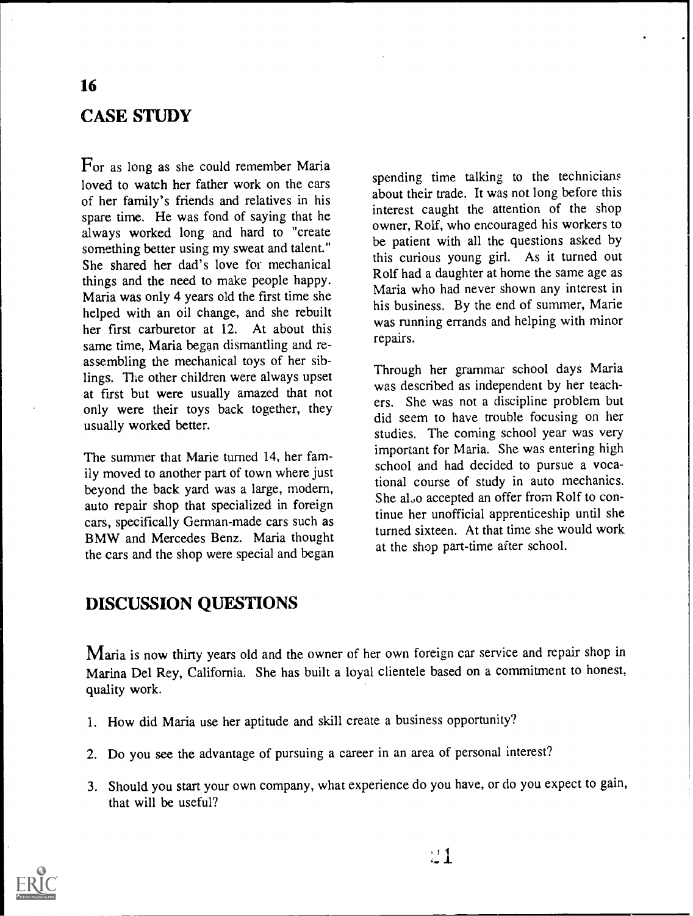## 16

## CASE STUDY

For as long as she could remember Maria loved to watch her father work on the cars of her family's friends and relatives in his spare time. He was fond of saying that he always worked long and hard to "create something better using my sweat and talent." She shared her dad's love for mechanical things and the need to make people happy. Maria was only 4 years old the first time she helped with an oil change, and she rebuilt her first carburetor at 12. At about this same time, Maria began dismantling and re-assembling the mechanical toys of her siblings. The other children were always upset at first but were usually amazed that not only were their toys back together, they usually worked better.

The summer that Marie turned 14, her family moved to another part of town where just beyond the back yard was a large, modern, auto repair shop that specialized in foreign cars, specifically German-made cars such as BMW and Mercedes Benz. Maria thought the cars and the shop were special and began spending time talking to the technicians about their trade. It was not long before this interest caught the attention of the shop owner, Rolf, who encouraged his workers to be patient with all the questions asked by this curious young girl. As it turned out Rolf had a daughter at home the same age as Maria who had never shown any interest in his business. By the end of summer, Marie was running errands and helping with minor repairs.

Through her grammar school days Maria was described as independent by her teachers. She was not a discipline problem but did seem to have trouble focusing on her studies. The coming school year was very important for Maria. She was entering high school and had decided to pursue a vocational course of study in auto mechanics. She also accepted an offer from Rolf to continue her unofficial apprenticeship until she turned sixteen. At that time she would work at the shop part-time after school.

## DISCUSSION QUESTIONS

Maria is now thirty years old and the owner of her own foreign car service and repair shop in Marina Del Rey, California. She has built a loyal clientele based on a commitment to honest, quality work.

1. How did Maria use her aptitude and skill create a business opportunity?
2. Do you see the advantage of pursuing a career in an area of personal interest?
3. Should you start your own company, what experience do you have, or do you expect to gain, that will be useful?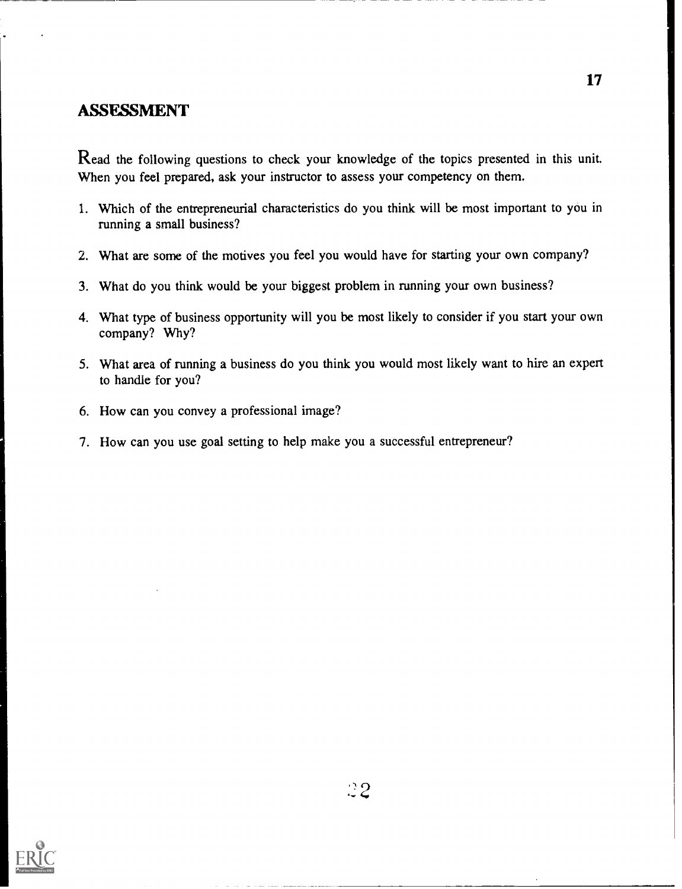## ASSESSMENT

Read the following questions to check your knowledge of the topics presented in this unit. When you feel prepared, ask your instructor to assess your competency on them.

1. Which of the entrepreneurial characteristics do you think will be most important to you in running a small business?
2. What are some of the motives you feel you would have for starting your own company?
3. What do you think would be your biggest problem in running your own business?
4. What type of business opportunity will you be most likely to consider if you start your own company? Why?
5. What area of running a business do you think you would most likely want to hire an expert to handle for you?
6. How can you convey a professional image?
7. How can you use goal setting to help make you a successful entrepreneur?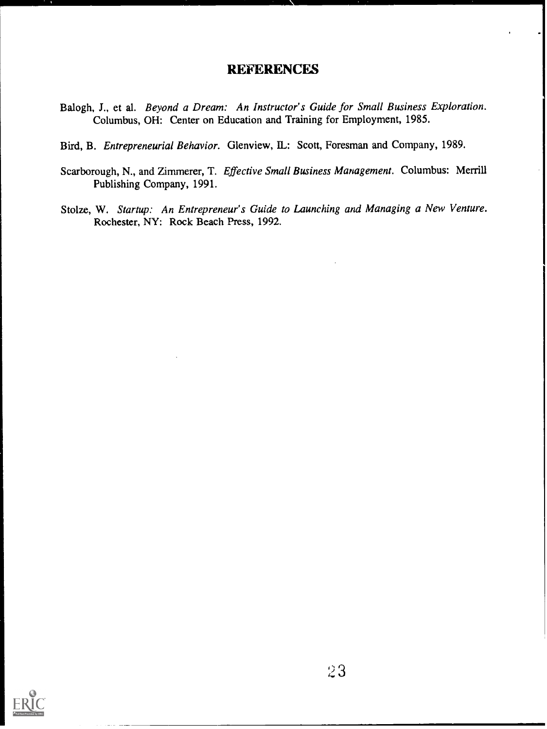# REFERENCES

Balogh, J., et al. *Beyond a Dream: An Instructor's Guide for Small Business Exploration.* Columbus, OH: Center on Education and Training for Employment, 1985.

Bird, B. *Entrepreneurial Behavior.* Glenview, IL: Scott, Foresman and Company, 1989.

Scarborough, N., and Zimmerer, T. *Effective Small Business Management.* Columbus: Merrill Publishing Company, 1991.

Stolze, W. *Startup: An Entrepreneur's Guide to Launching and Managing a New Venture.* Rochester, NY: Rock Beach Press, 1992.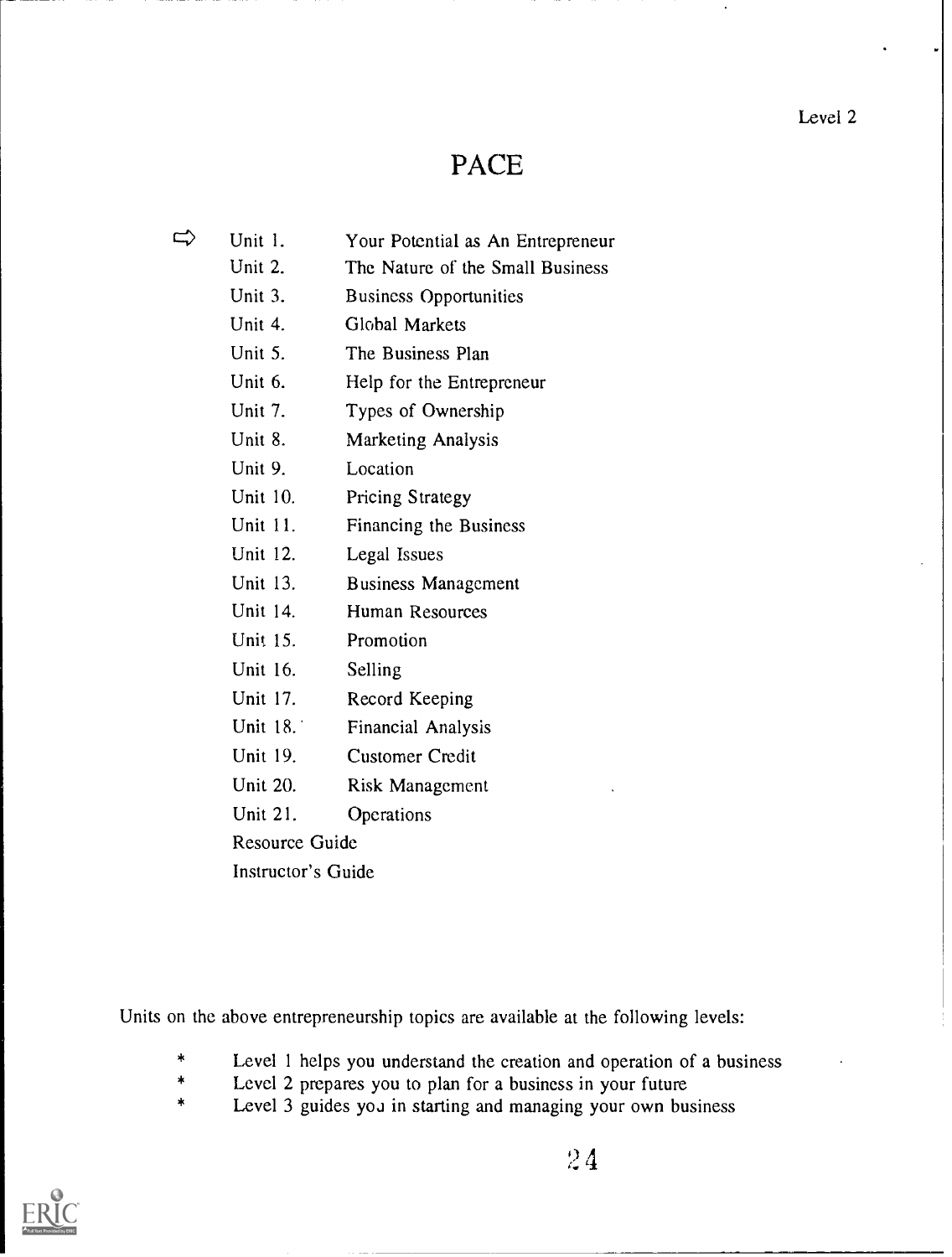Level 2

# PACE

- ⇨ Unit 1. Your Potential as An Entrepreneur
- Unit 2. The Nature of the Small Business
- Unit 3. Business Opportunities
- Unit 4. Global Markets
- Unit 5. The Business Plan
- Unit 6. Help for the Entrepreneur
- Unit 7. Types of Ownership
- Unit 8. Marketing Analysis
- Unit 9. Location
- Unit 10. Pricing Strategy
- Unit 11. Financing the Business
- Unit 12. Legal Issues
- Unit 13. Business Management
- Unit 14. Human Resources
- Unit 15. Promotion
- Unit 16. Selling
- Unit 17. Record Keeping
- Unit 18. Financial Analysis
- Unit 19. Customer Credit
- Unit 20. Risk Management
- Unit 21. Operations
- Resource Guide
- Instructor's Guide

Units on the above entrepreneurship topics are available at the following levels:

- * Level 1 helps you understand the creation and operation of a business
- * Level 2 prepares you to plan for a business in your future
- * Level 3 guides you in starting and managing your own business